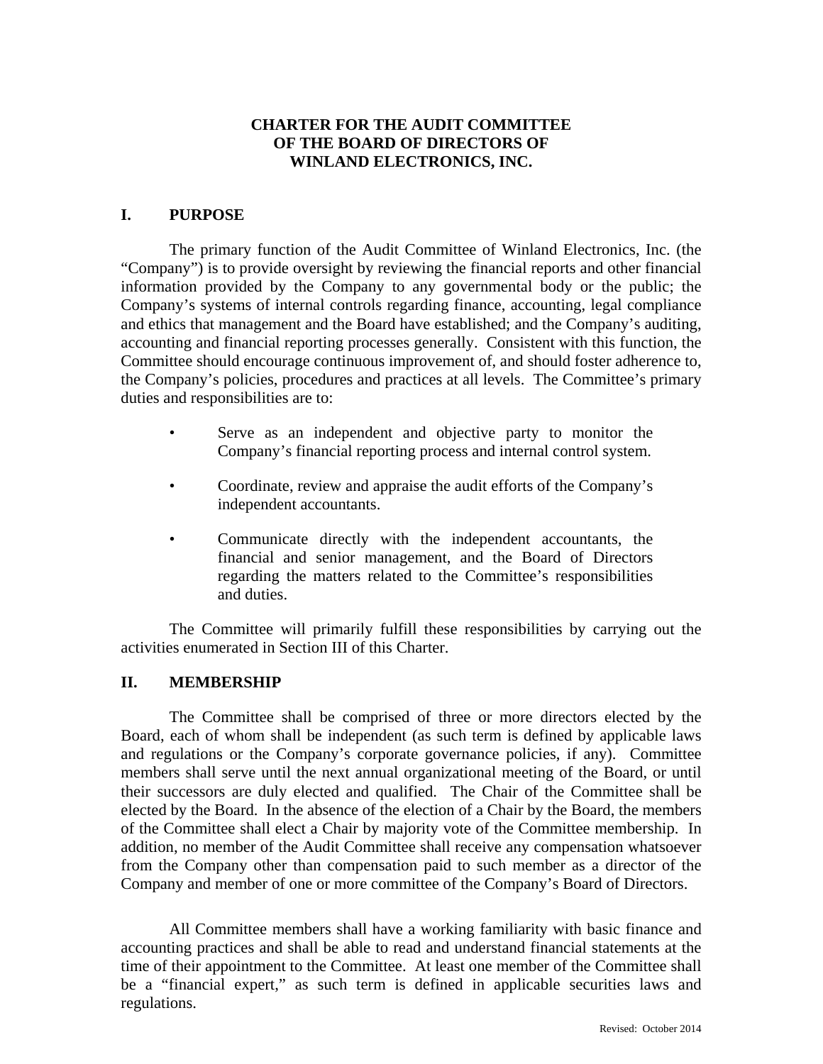# CHARTER FOR THE AUDIT COMMITTEE OF THE BOARD OF DIRECTORS OF WINLAND ELECTRONICS, INC.

## I. PURPOSE

The primary function of the Audit Committee of Winland Electronics, Inc. (the "Company") is to provide oversight by reviewing the financial reports and other financial information provided by the Company to any governmental body or the public; the Company's systems of internal controls regarding finance, accounting, legal compliance and ethics that management and the Board have established; and the Company's auditing, accounting and financial reporting processes generally. Consistent with this function, the Committee should encourage continuous improvement of, and should foster adherence to, the Company's policies, procedures and practices at all levels. The Committee's primary duties and responsibilities are to:

- Serve as an independent and objective party to monitor the Company's financial reporting process and internal control system.
- Coordinate, review and appraise the audit efforts of the Company's independent accountants.
- Communicate directly with the independent accountants, the financial and senior management, and the Board of Directors regarding the matters related to the Committee's responsibilities and duties.

The Committee will primarily fulfill these responsibilities by carrying out the activities enumerated in Section III of this Charter.

## II. MEMBERSHIP

The Committee shall be comprised of three or more directors elected by the Board, each of whom shall be independent (as such term is defined by applicable laws and regulations or the Company's corporate governance policies, if any). Committee members shall serve until the next annual organizational meeting of the Board, or until their successors are duly elected and qualified. The Chair of the Committee shall be elected by the Board. In the absence of the election of a Chair by the Board, the members of the Committee shall elect a Chair by majority vote of the Committee membership. In addition, no member of the Audit Committee shall receive any compensation whatsoever from the Company other than compensation paid to such member as a director of the Company and member of one or more committee of the Company's Board of Directors.

All Committee members shall have a working familiarity with basic finance and accounting practices and shall be able to read and understand financial statements at the time of their appointment to the Committee. At least one member of the Committee shall be a "financial expert," as such term is defined in applicable securities laws and regulations.

Revised: October 2014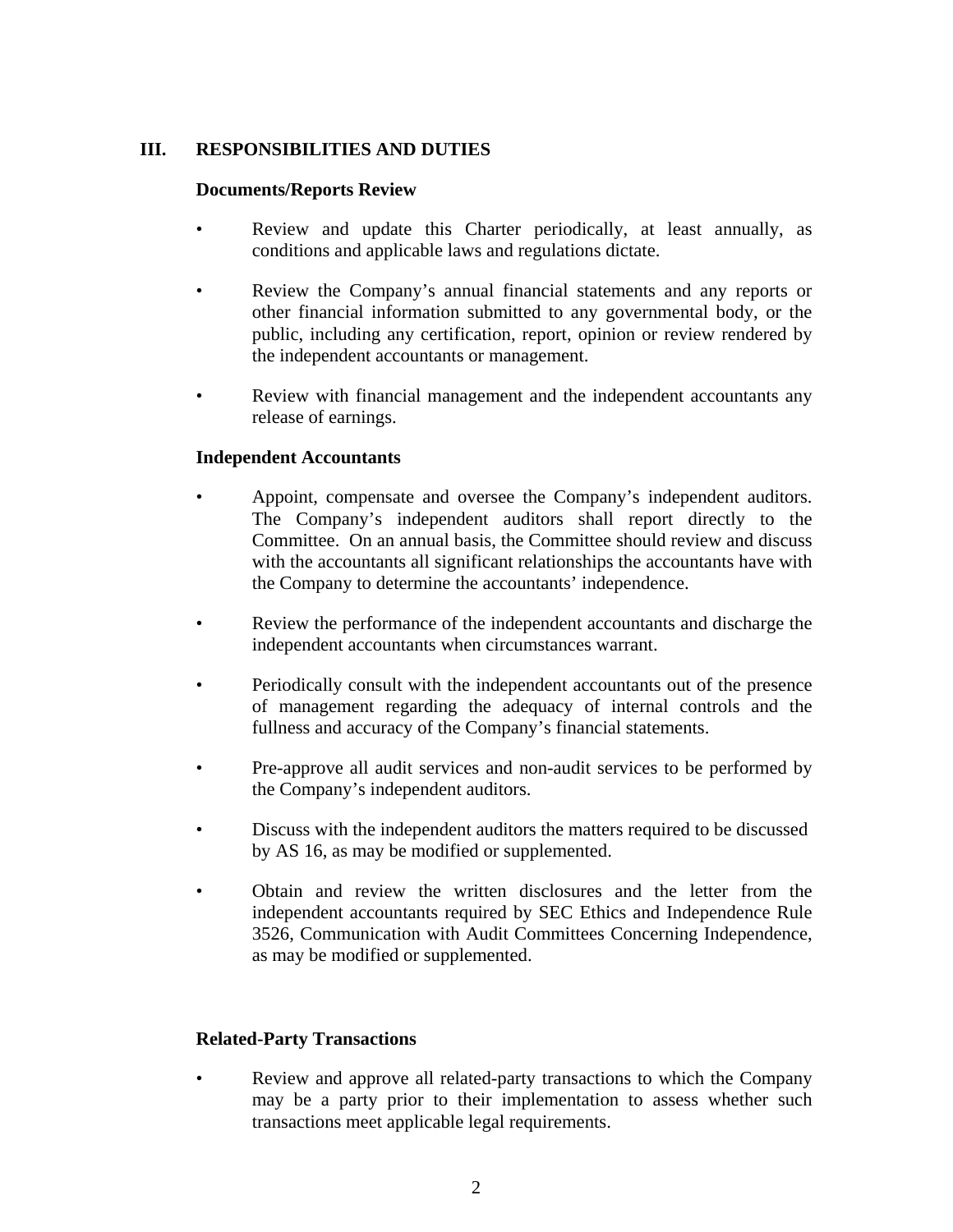## III. RESPONSIBILITIES AND DUTIES

### Documents/Reports Review

- Review and update this Charter periodically, at least annually, as conditions and applicable laws and regulations dictate.
- Review the Company's annual financial statements and any reports or other financial information submitted to any governmental body, or the public, including any certification, report, opinion or review rendered by the independent accountants or management.
- Review with financial management and the independent accountants any release of earnings.

### Independent Accountants

- Appoint, compensate and oversee the Company's independent auditors. The Company's independent auditors shall report directly to the Committee. On an annual basis, the Committee should review and discuss with the accountants all significant relationships the accountants have with the Company to determine the accountants' independence.
- Review the performance of the independent accountants and discharge the independent accountants when circumstances warrant.
- Periodically consult with the independent accountants out of the presence of management regarding the adequacy of internal controls and the fullness and accuracy of the Company's financial statements.
- Pre-approve all audit services and non-audit services to be performed by the Company's independent auditors.
- Discuss with the independent auditors the matters required to be discussed by AS 16, as may be modified or supplemented.
- Obtain and review the written disclosures and the letter from the independent accountants required by SEC Ethics and Independence Rule 3526, Communication with Audit Committees Concerning Independence, as may be modified or supplemented.

### Related-Party Transactions

- Review and approve all related-party transactions to which the Company may be a party prior to their implementation to assess whether such transactions meet applicable legal requirements.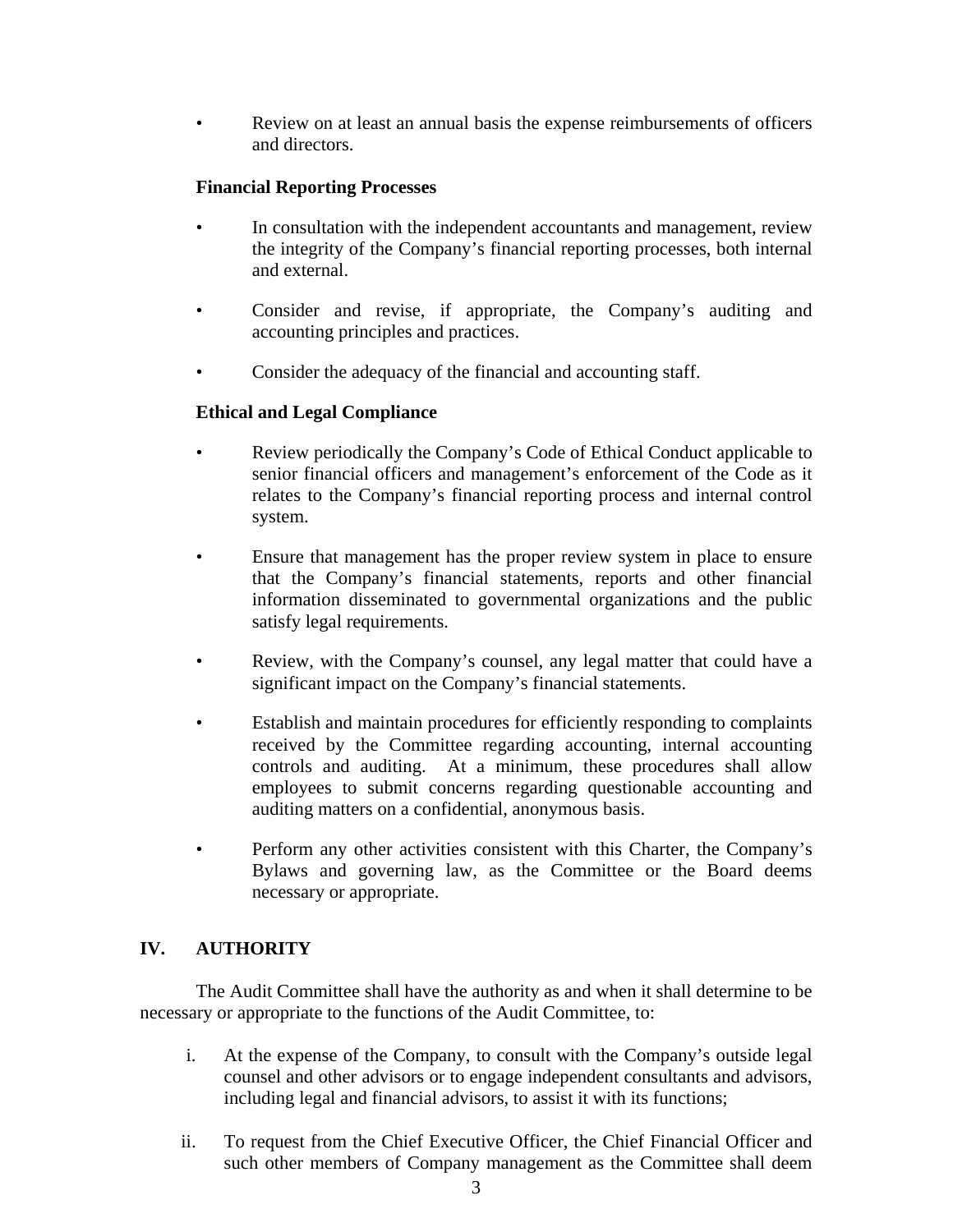- Review on at least an annual basis the expense reimbursements of officers and directors.

**Financial Reporting Processes**

- In consultation with the independent accountants and management, review the integrity of the Company's financial reporting processes, both internal and external.

- Consider and revise, if appropriate, the Company's auditing and accounting principles and practices.

- Consider the adequacy of the financial and accounting staff.

**Ethical and Legal Compliance**

- Review periodically the Company's Code of Ethical Conduct applicable to senior financial officers and management's enforcement of the Code as it relates to the Company's financial reporting process and internal control system.

- Ensure that management has the proper review system in place to ensure that the Company's financial statements, reports and other financial information disseminated to governmental organizations and the public satisfy legal requirements.

- Review, with the Company's counsel, any legal matter that could have a significant impact on the Company's financial statements.

- Establish and maintain procedures for efficiently responding to complaints received by the Committee regarding accounting, internal accounting controls and auditing. At a minimum, these procedures shall allow employees to submit concerns regarding questionable accounting and auditing matters on a confidential, anonymous basis.

- Perform any other activities consistent with this Charter, the Company's Bylaws and governing law, as the Committee or the Board deems necessary or appropriate.

## IV. AUTHORITY

The Audit Committee shall have the authority as and when it shall determine to be necessary or appropriate to the functions of the Audit Committee, to:

i. At the expense of the Company, to consult with the Company's outside legal counsel and other advisors or to engage independent consultants and advisors, including legal and financial advisors, to assist it with its functions;

ii. To request from the Chief Executive Officer, the Chief Financial Officer and such other members of Company management as the Committee shall deem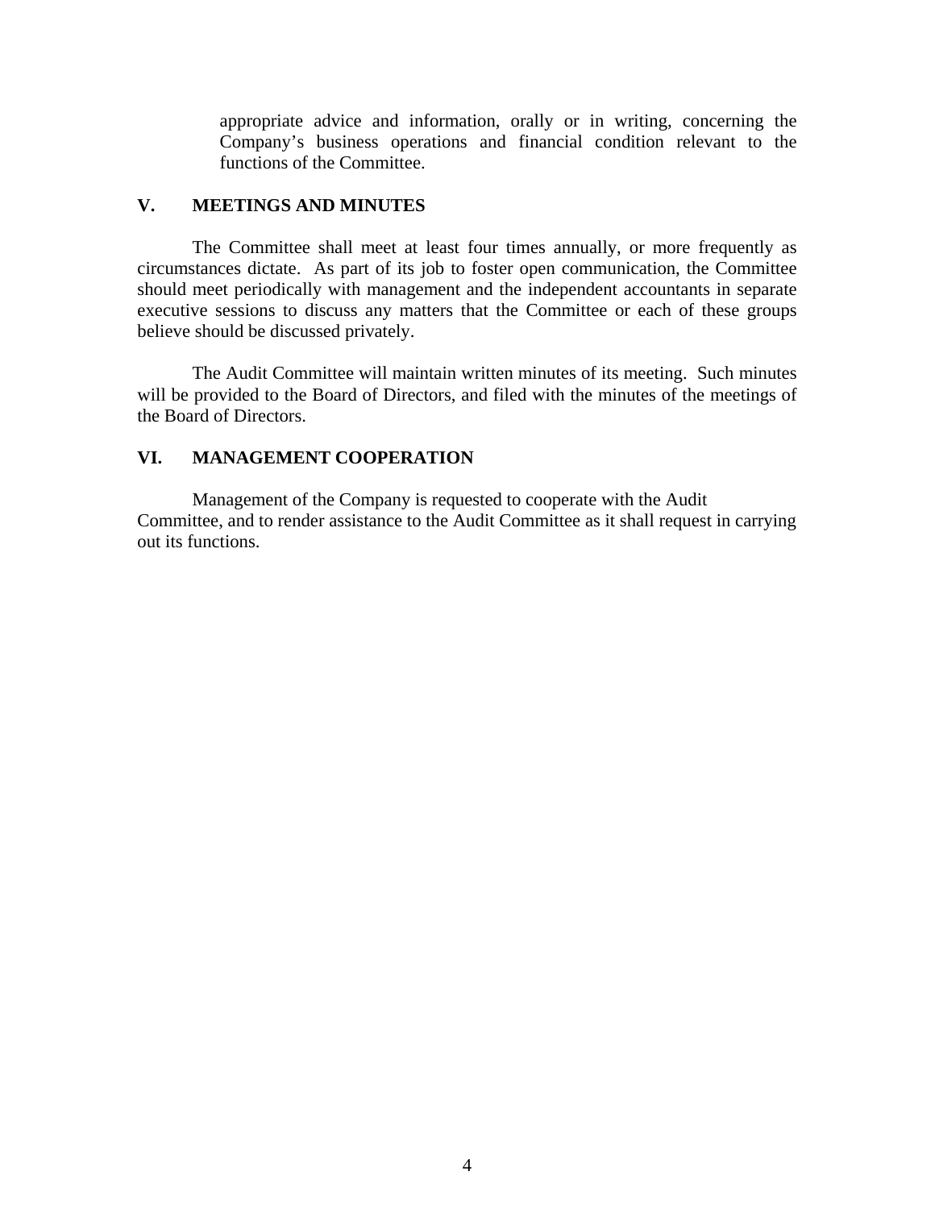appropriate advice and information, orally or in writing, concerning the Company's business operations and financial condition relevant to the functions of the Committee.

## V. MEETINGS AND MINUTES

The Committee shall meet at least four times annually, or more frequently as circumstances dictate. As part of its job to foster open communication, the Committee should meet periodically with management and the independent accountants in separate executive sessions to discuss any matters that the Committee or each of these groups believe should be discussed privately.

The Audit Committee will maintain written minutes of its meeting. Such minutes will be provided to the Board of Directors, and filed with the minutes of the meetings of the Board of Directors.

## VI. MANAGEMENT COOPERATION

Management of the Company is requested to cooperate with the Audit Committee, and to render assistance to the Audit Committee as it shall request in carrying out its functions.